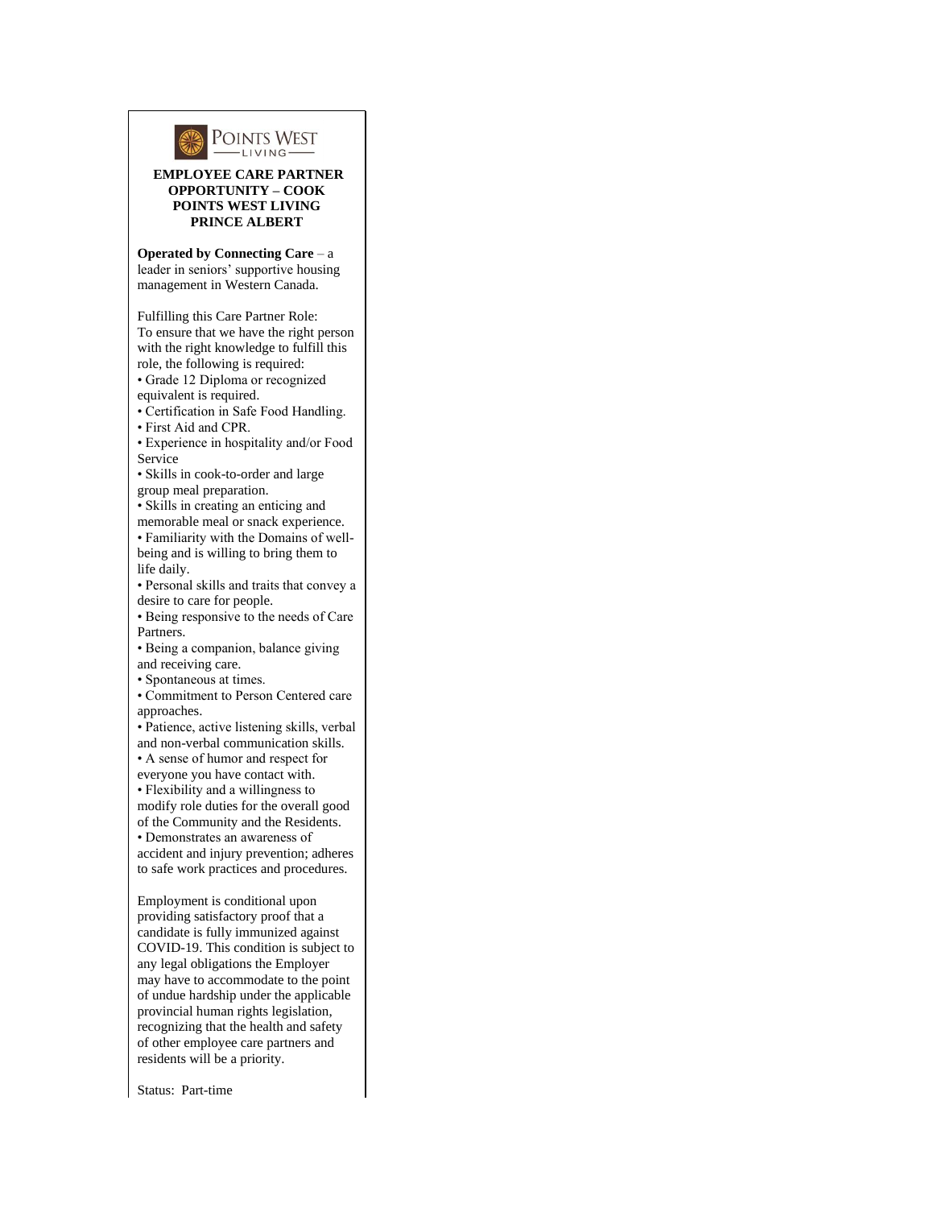POINTS WEST LIVING

**EMPLOYEE CARE PARTNER OPPORTUNITY – COOK POINTS WEST LIVING PRINCE ALBERT**

**Operated by Connecting Care** – a leader in seniors' supportive housing management in Western Canada.

Fulfilling this Care Partner Role:
To ensure that we have the right person with the right knowledge to fulfill this role, the following is required:

- Grade 12 Diploma or recognized equivalent is required.
- Certification in Safe Food Handling.
- First Aid and CPR.
- Experience in hospitality and/or Food Service
- Skills in cook-to-order and large group meal preparation.
- Skills in creating an enticing and memorable meal or snack experience.
- Familiarity with the Domains of well-being and is willing to bring them to life daily.
- Personal skills and traits that convey a desire to care for people.
- Being responsive to the needs of Care Partners.
- Being a companion, balance giving and receiving care.
- Spontaneous at times.
- Commitment to Person Centered care approaches.
- Patience, active listening skills, verbal and non-verbal communication skills.
- A sense of humor and respect for everyone you have contact with.
- Flexibility and a willingness to modify role duties for the overall good of the Community and the Residents.
- Demonstrates an awareness of accident and injury prevention; adheres to safe work practices and procedures.

Employment is conditional upon providing satisfactory proof that a candidate is fully immunized against COVID-19. This condition is subject to any legal obligations the Employer may have to accommodate to the point of undue hardship under the applicable provincial human rights legislation, recognizing that the health and safety of other employee care partners and residents will be a priority.

Status: Part-time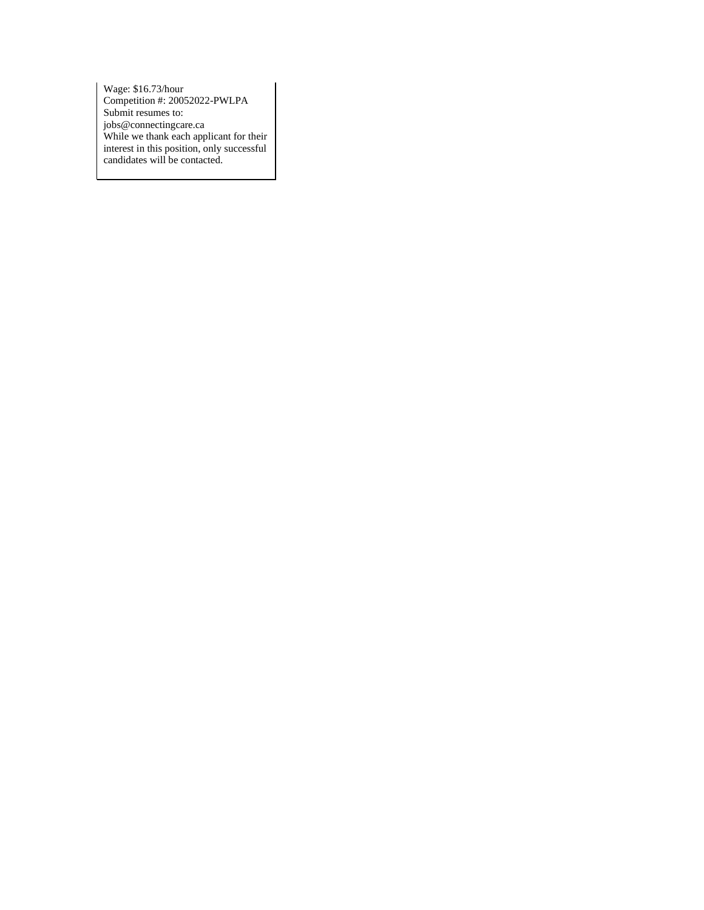Wage: $16.73/hour
Competition #: 20052022-PWLPA
Submit resumes to:
jobs@connectingcare.ca
While we thank each applicant for their interest in this position, only successful candidates will be contacted.